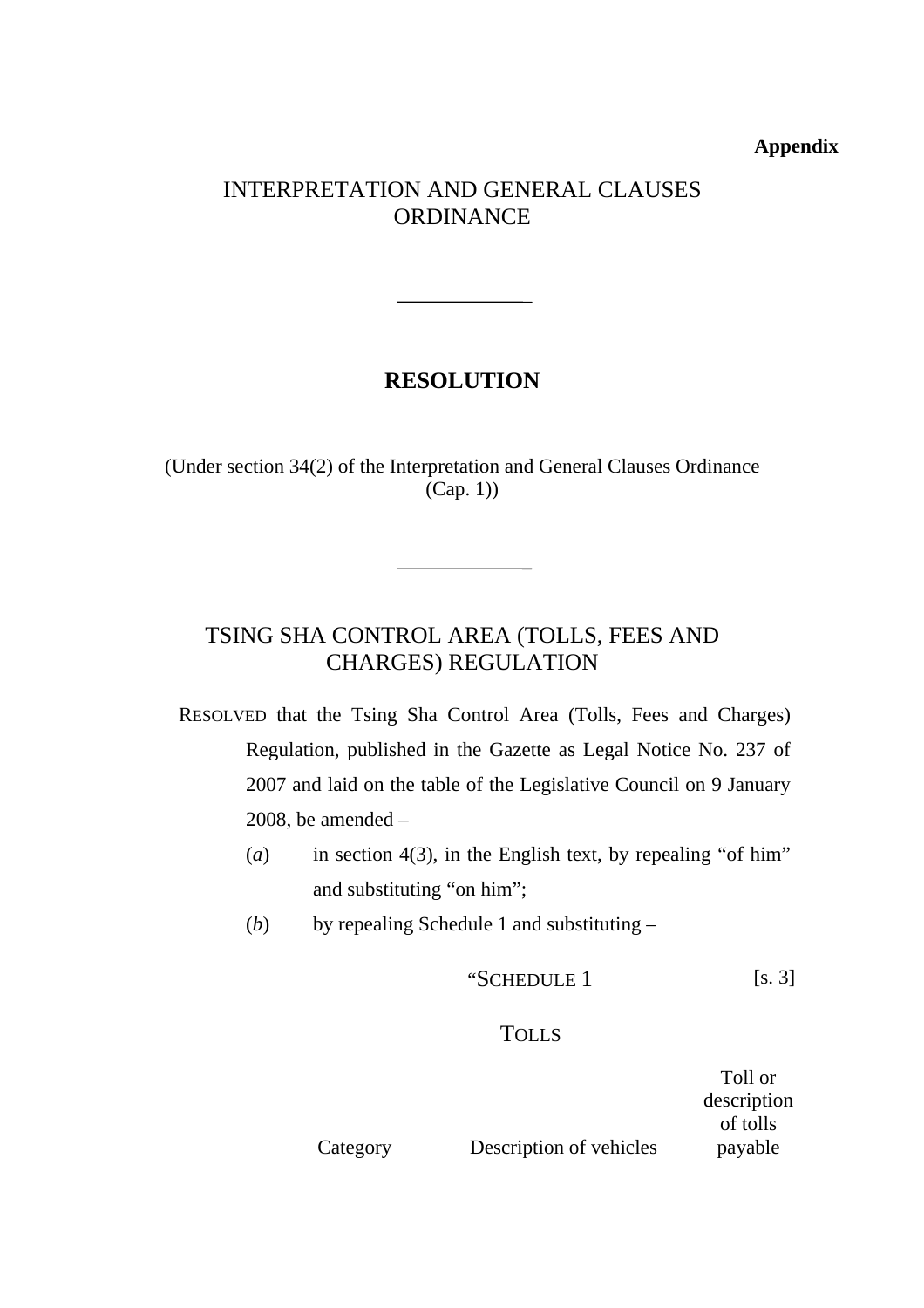**Appendix**

# INTERPRETATION AND GENERAL CLAUSES ORDINANCE

---

## RESOLUTION

(Under section 34(2) of the Interpretation and General Clauses Ordinance (Cap. 1))

---

## TSING SHA CONTROL AREA (TOLLS, FEES AND CHARGES) REGULATION

RESOLVED that the Tsing Sha Control Area (Tolls, Fees and Charges) Regulation, published in the Gazette as Legal Notice No. 237 of 2007 and laid on the table of the Legislative Council on 9 January 2008, be amended –

(*a*) in section 4(3), in the English text, by repealing "of him" and substituting "on him";

(*b*) by repealing Schedule 1 and substituting –

"SCHEDULE 1 [s. 3]

TOLLS

| Category | Description of vehicles | Toll or description of tolls payable |
|---|---|---|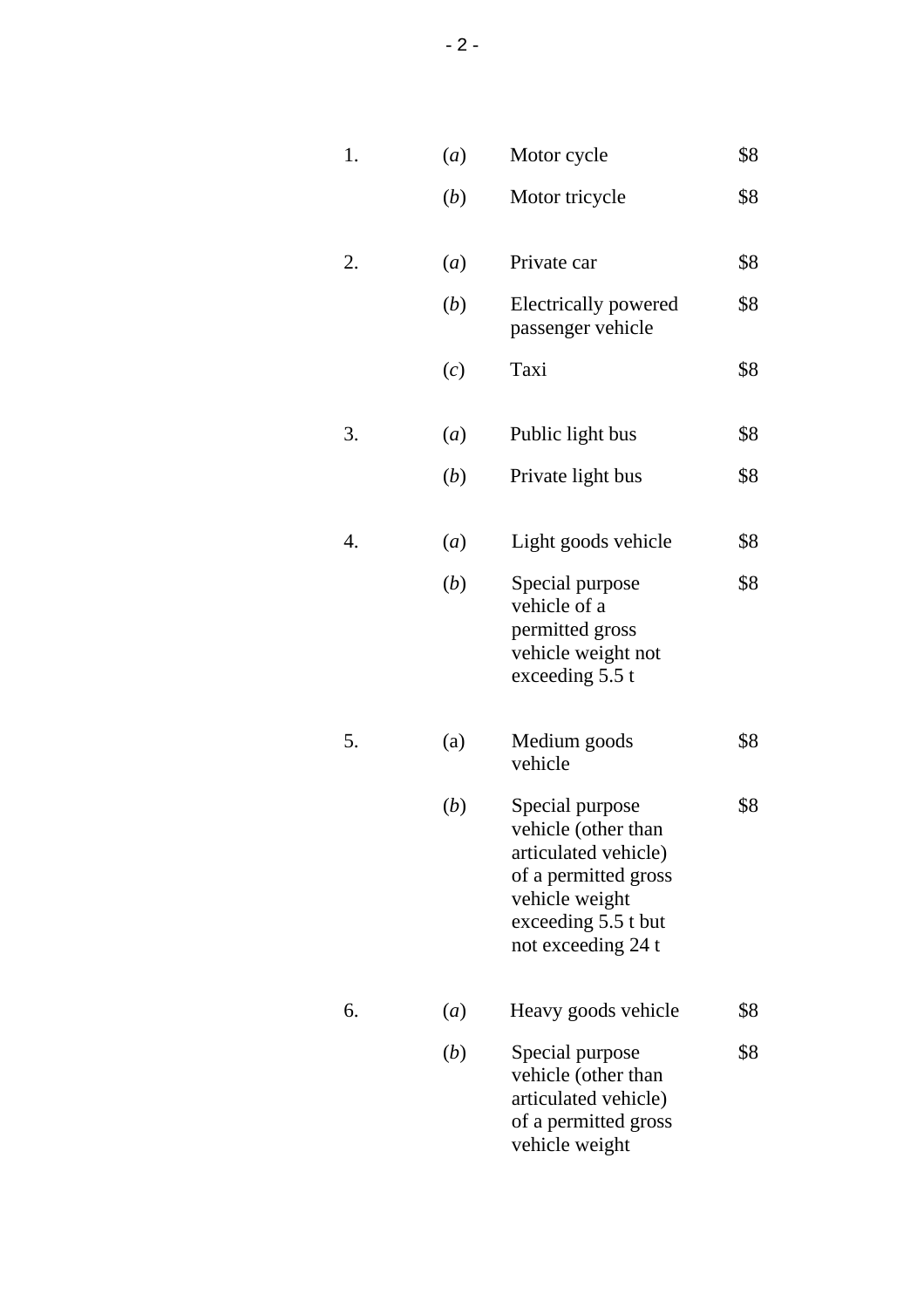| | | | |
|---|---|---|---|
| 1. | (*a*) | Motor cycle | $8 |
| | (*b*) | Motor tricycle | $8 |
| 2. | (*a*) | Private car | $8 |
| | (*b*) | Electrically powered passenger vehicle | $8 |
| | (*c*) | Taxi | $8 |
| 3. | (*a*) | Public light bus | $8 |
| | (*b*) | Private light bus | $8 |
| 4. | (*a*) | Light goods vehicle | $8 |
| | (*b*) | Special purpose vehicle of a permitted gross vehicle weight not exceeding 5.5 t | $8 |
| 5. | (a) | Medium goods vehicle | $8 |
| | (*b*) | Special purpose vehicle (other than articulated vehicle) of a permitted gross vehicle weight exceeding 5.5 t but not exceeding 24 t | $8 |
| 6. | (*a*) | Heavy goods vehicle | $8 |
| | (*b*) | Special purpose vehicle (other than articulated vehicle) of a permitted gross vehicle weight | $8 |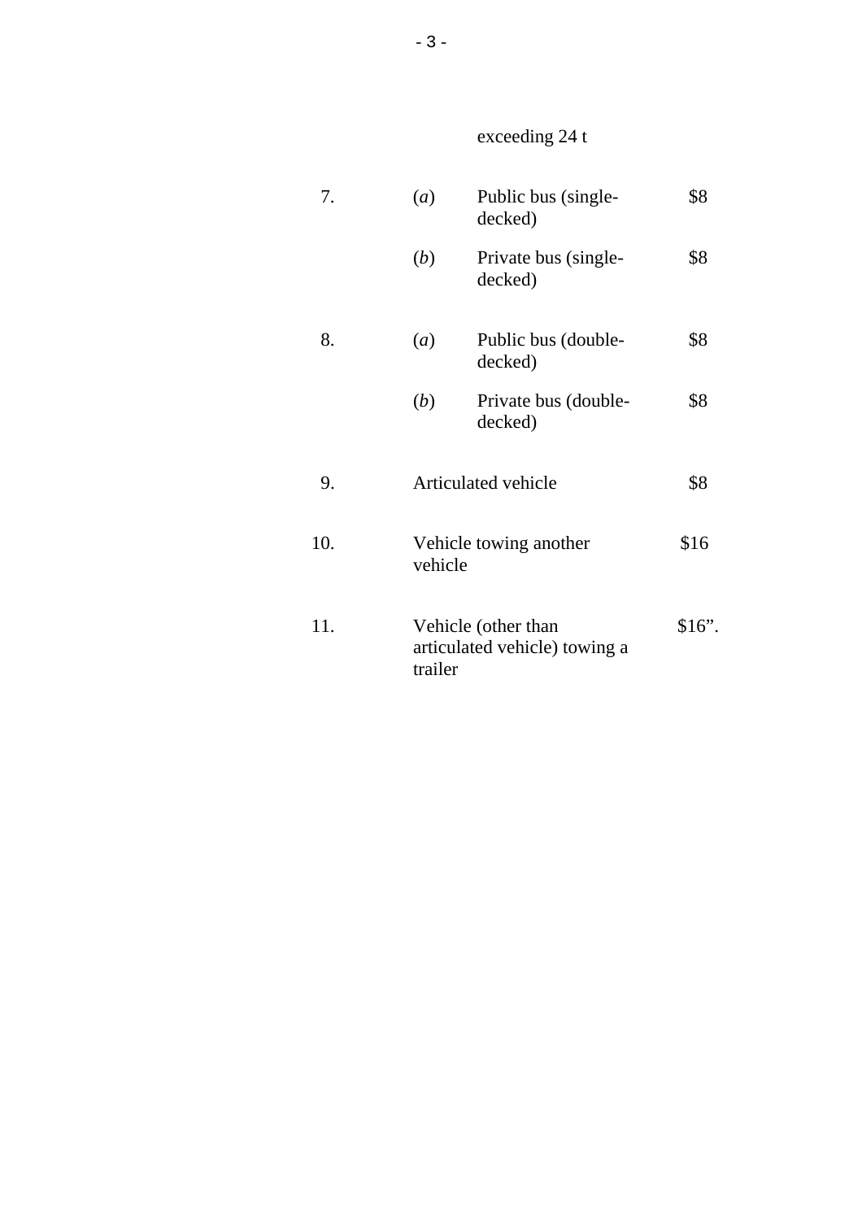| | | | |
|---|---|---|---|
| | | exceeding 24 t | |
| 7. | (*a*) | Public bus (single-decked) | $8 |
| | (*b*) | Private bus (single-decked) | $8 |
| 8. | (*a*) | Public bus (double-decked) | $8 |
| | (*b*) | Private bus (double-decked) | $8 |
| 9. | Articulated vehicle | | $8 |
| 10. | Vehicle towing another vehicle | | $16 |
| 11. | Vehicle (other than articulated vehicle) towing a trailer | | $16”. |